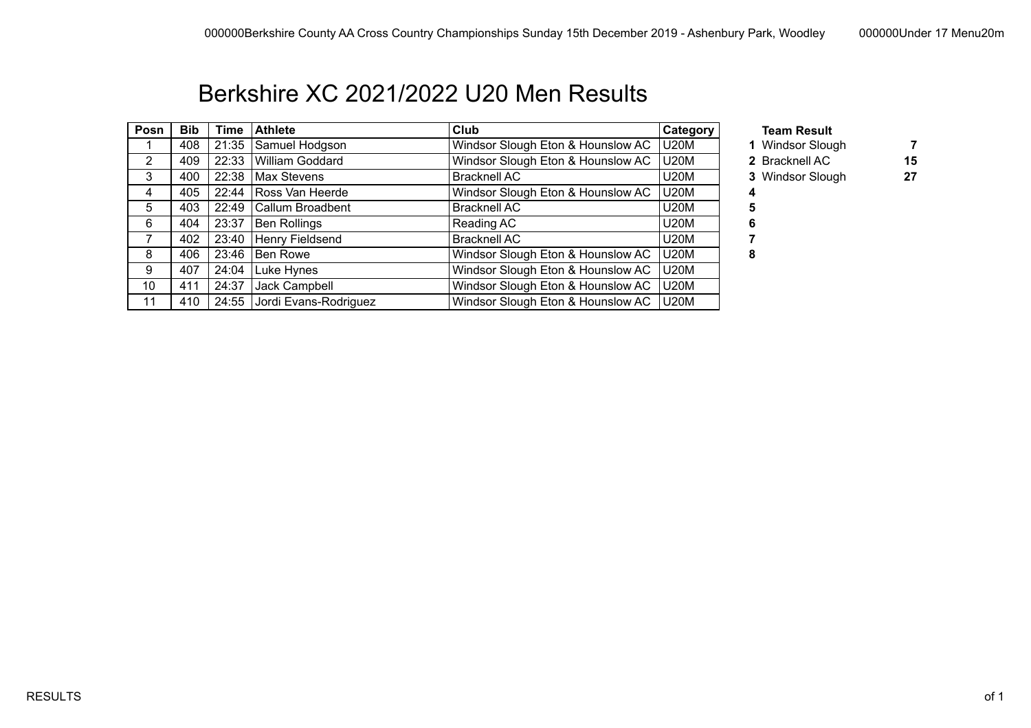# Berkshire XC 2021/2022 U20 Men Results

| Posn | Bib | Time | Athlete | Club | Category |
|---|---|---|---|---|---|
| 1 | 408 | 21:35 | Samuel Hodgson | Windsor Slough Eton & Hounslow AC | U20M |
| 2 | 409 | 22:33 | William Goddard | Windsor Slough Eton & Hounslow AC | U20M |
| 3 | 400 | 22:38 | Max Stevens | Bracknell AC | U20M |
| 4 | 405 | 22:44 | Ross Van Heerde | Windsor Slough Eton & Hounslow AC | U20M |
| 5 | 403 | 22:49 | Callum Broadbent | Bracknell AC | U20M |
| 6 | 404 | 23:37 | Ben Rollings | Reading AC | U20M |
| 7 | 402 | 23:40 | Henry Fieldsend | Bracknell AC | U20M |
| 8 | 406 | 23:46 | Ben Rowe | Windsor Slough Eton & Hounslow AC | U20M |
| 9 | 407 | 24:04 | Luke Hynes | Windsor Slough Eton & Hounslow AC | U20M |
| 10 | 411 | 24:37 | Jack Campbell | Windsor Slough Eton & Hounslow AC | U20M |
| 11 | 410 | 24:55 | Jordi Evans-Rodriguez | Windsor Slough Eton & Hounslow AC | U20M |

**Team Result**

| | Team | Points |
|---|---|---|
| **1** | Windsor Slough | **7** |
| **2** | Bracknell AC | **15** |
| **3** | Windsor Slough | **27** |
| **4** | | |
| **5** | | |
| **6** | | |
| **7** | | |
| **8** | | |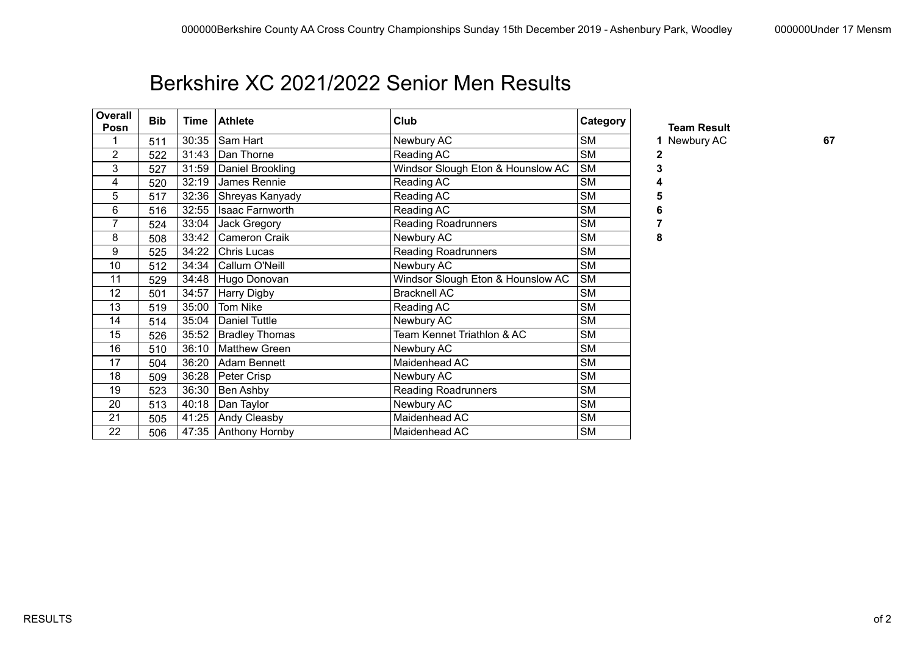# Berkshire XC 2021/2022 Senior Men Results

| Overall Posn | Bib | Time | Athlete | Club | Category |
|---|---|---|---|---|---|
| 1 | 511 | 30:35 | Sam Hart | Newbury AC | SM |
| 2 | 522 | 31:43 | Dan Thorne | Reading AC | SM |
| 3 | 527 | 31:59 | Daniel Brookling | Windsor Slough Eton & Hounslow AC | SM |
| 4 | 520 | 32:19 | James Rennie | Reading AC | SM |
| 5 | 517 | 32:36 | Shreyas Kanyady | Reading AC | SM |
| 6 | 516 | 32:55 | Isaac Farnworth | Reading AC | SM |
| 7 | 524 | 33:04 | Jack Gregory | Reading Roadrunners | SM |
| 8 | 508 | 33:42 | Cameron Craik | Newbury AC | SM |
| 9 | 525 | 34:22 | Chris Lucas | Reading Roadrunners | SM |
| 10 | 512 | 34:34 | Callum O'Neill | Newbury AC | SM |
| 11 | 529 | 34:48 | Hugo Donovan | Windsor Slough Eton & Hounslow AC | SM |
| 12 | 501 | 34:57 | Harry Digby | Bracknell AC | SM |
| 13 | 519 | 35:00 | Tom Nike | Reading AC | SM |
| 14 | 514 | 35:04 | Daniel Tuttle | Newbury AC | SM |
| 15 | 526 | 35:52 | Bradley Thomas | Team Kennet Triathlon & AC | SM |
| 16 | 510 | 36:10 | Matthew Green | Newbury AC | SM |
| 17 | 504 | 36:20 | Adam Bennett | Maidenhead AC | SM |
| 18 | 509 | 36:28 | Peter Crisp | Newbury AC | SM |
| 19 | 523 | 36:30 | Ben Ashby | Reading Roadrunners | SM |
| 20 | 513 | 40:18 | Dan Taylor | Newbury AC | SM |
| 21 | 505 | 41:25 | Andy Cleasby | Maidenhead AC | SM |
| 22 | 506 | 47:35 | Anthony Hornby | Maidenhead AC | SM |

**Team Result**

| | | |
|---|---|---|
| **1** | Newbury AC | **67** |
| **2** | | |
| **3** | | |
| **4** | | |
| **5** | | |
| **6** | | |
| **7** | | |
| **8** | | |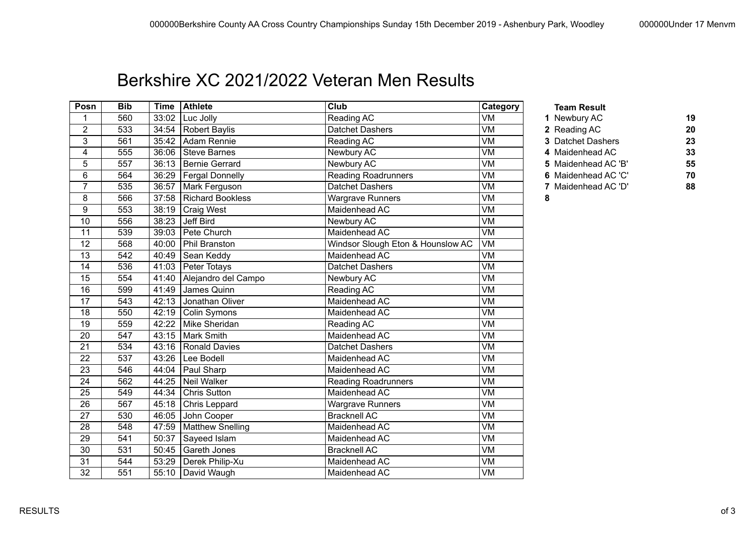# Berkshire XC 2021/2022 Veteran Men Results

| Posn | Bib | Time | Athlete | Club | Category |
|---|---|---|---|---|---|
| 1 | 560 | 33:02 | Luc Jolly | Reading AC | VM |
| 2 | 533 | 34:54 | Robert Baylis | Datchet Dashers | VM |
| 3 | 561 | 35:42 | Adam Rennie | Reading AC | VM |
| 4 | 555 | 36:06 | Steve Barnes | Newbury AC | VM |
| 5 | 557 | 36:13 | Bernie Gerrard | Newbury AC | VM |
| 6 | 564 | 36:29 | Fergal Donnelly | Reading Roadrunners | VM |
| 7 | 535 | 36:57 | Mark Ferguson | Datchet Dashers | VM |
| 8 | 566 | 37:58 | Richard Bookless | Wargrave Runners | VM |
| 9 | 553 | 38:19 | Craig West | Maidenhead AC | VM |
| 10 | 556 | 38:23 | Jeff Bird | Newbury AC | VM |
| 11 | 539 | 39:03 | Pete Church | Maidenhead AC | VM |
| 12 | 568 | 40:00 | Phil Branston | Windsor Slough Eton & Hounslow AC | VM |
| 13 | 542 | 40:49 | Sean Keddy | Maidenhead AC | VM |
| 14 | 536 | 41:03 | Peter Totays | Datchet Dashers | VM |
| 15 | 554 | 41:40 | Alejandro del Campo | Newbury AC | VM |
| 16 | 599 | 41:49 | James Quinn | Reading AC | VM |
| 17 | 543 | 42:13 | Jonathan Oliver | Maidenhead AC | VM |
| 18 | 550 | 42:19 | Colin Symons | Maidenhead AC | VM |
| 19 | 559 | 42:22 | Mike Sheridan | Reading AC | VM |
| 20 | 547 | 43:15 | Mark Smith | Maidenhead AC | VM |
| 21 | 534 | 43:16 | Ronald Davies | Datchet Dashers | VM |
| 22 | 537 | 43:26 | Lee Bodell | Maidenhead AC | VM |
| 23 | 546 | 44:04 | Paul Sharp | Maidenhead AC | VM |
| 24 | 562 | 44:25 | Neil Walker | Reading Roadrunners | VM |
| 25 | 549 | 44:34 | Chris Sutton | Maidenhead AC | VM |
| 26 | 567 | 45:18 | Chris Leppard | Wargrave Runners | VM |
| 27 | 530 | 46:05 | John Cooper | Bracknell AC | VM |
| 28 | 548 | 47:59 | Matthew Snelling | Maidenhead AC | VM |
| 29 | 541 | 50:37 | Sayeed Islam | Maidenhead AC | VM |
| 30 | 531 | 50:45 | Gareth Jones | Bracknell AC | VM |
| 31 | 544 | 53:29 | Derek Philip-Xu | Maidenhead AC | VM |
| 32 | 551 | 55:10 | David Waugh | Maidenhead AC | VM |

**Team Result**

| | Team | Points |
|---|---|---|
| **1** | Newbury AC | **19** |
| **2** | Reading AC | **20** |
| **3** | Datchet Dashers | **23** |
| **4** | Maidenhead AC | **33** |
| **5** | Maidenhead AC 'B' | **55** |
| **6** | Maidenhead AC 'C' | **70** |
| **7** | Maidenhead AC 'D' | **88** |
| **8** | | |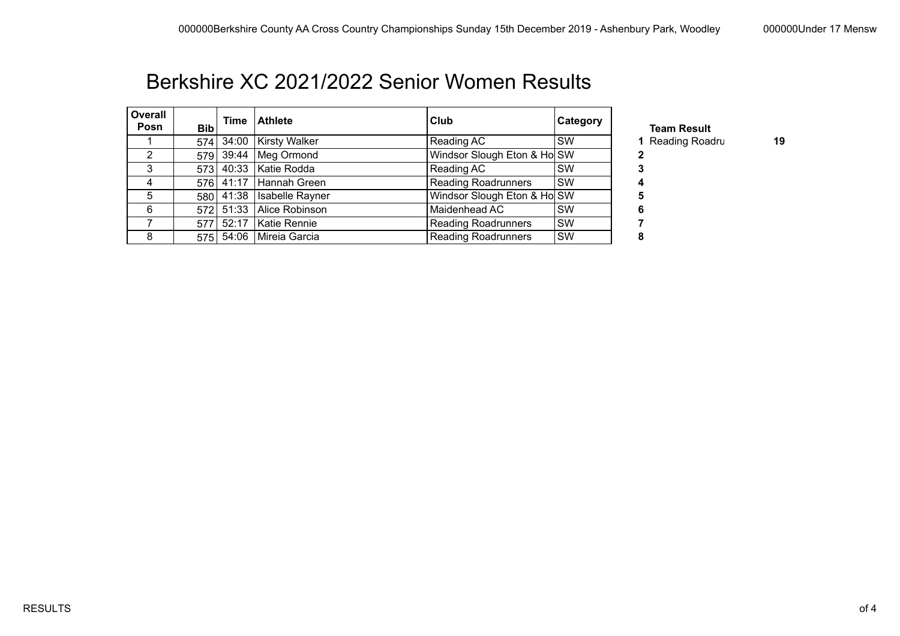# Berkshire XC 2021/2022 Senior Women Results

| Overall Posn | Bib | Time | Athlete | Club | Category |
|---|---|---|---|---|---|
| 1 | 574 | 34:00 | Kirsty Walker | Reading AC | SW |
| 2 | 579 | 39:44 | Meg Ormond | Windsor Slough Eton & Ho | SW |
| 3 | 573 | 40:33 | Katie Rodda | Reading AC | SW |
| 4 | 576 | 41:17 | Hannah Green | Reading Roadrunners | SW |
| 5 | 580 | 41:38 | Isabelle Rayner | Windsor Slough Eton & Ho | SW |
| 6 | 572 | 51:33 | Alice Robinson | Maidenhead AC | SW |
| 7 | 577 | 52:17 | Katie Rennie | Reading Roadrunners | SW |
| 8 | 575 | 54:06 | Mireia Garcia | Reading Roadrunners | SW |

**Team Result**

| | Team | Points |
|---|---|---|
| **1** | Reading Roadru | **19** |
| **2** | | |
| **3** | | |
| **4** | | |
| **5** | | |
| **6** | | |
| **7** | | |
| **8** | | |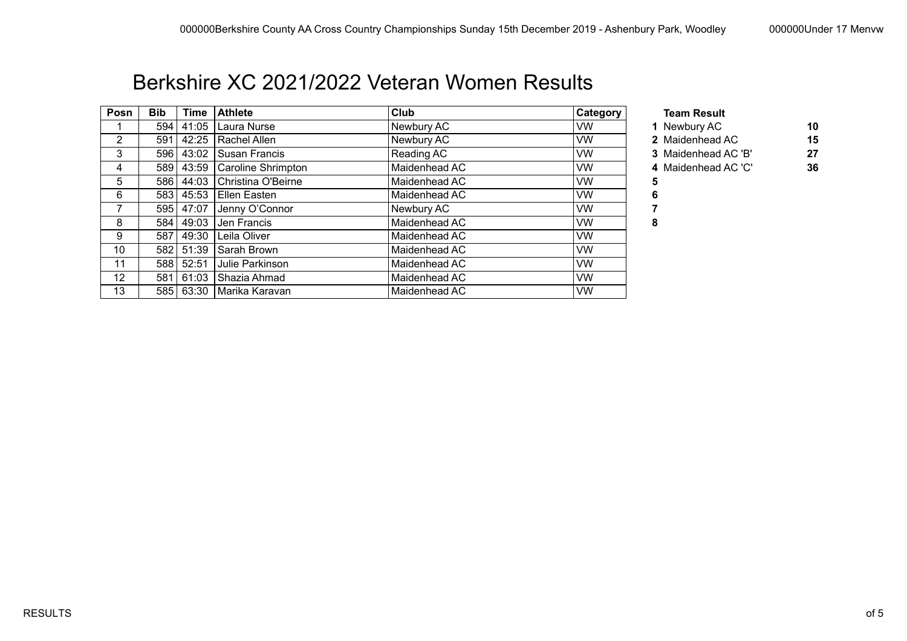# Berkshire XC 2021/2022 Veteran Women Results

| Posn | Bib | Time | Athlete | Club | Category |
|---|---|---|---|---|---|
| 1 | 594 | 41:05 | Laura Nurse | Newbury AC | VW |
| 2 | 591 | 42:25 | Rachel Allen | Newbury AC | VW |
| 3 | 596 | 43:02 | Susan Francis | Reading AC | VW |
| 4 | 589 | 43:59 | Caroline Shrimpton | Maidenhead AC | VW |
| 5 | 586 | 44:03 | Christina O'Beirne | Maidenhead AC | VW |
| 6 | 583 | 45:53 | Ellen Easten | Maidenhead AC | VW |
| 7 | 595 | 47:07 | Jenny O'Connor | Newbury AC | VW |
| 8 | 584 | 49:03 | Jen Francis | Maidenhead AC | VW |
| 9 | 587 | 49:30 | Leila Oliver | Maidenhead AC | VW |
| 10 | 582 | 51:39 | Sarah Brown | Maidenhead AC | VW |
| 11 | 588 | 52:51 | Julie Parkinson | Maidenhead AC | VW |
| 12 | 581 | 61:03 | Shazia Ahmad | Maidenhead AC | VW |
| 13 | 585 | 63:30 | Marika Karavan | Maidenhead AC | VW |

**Team Result**

| | Team | Points |
|---|---|---|
| **1** | Newbury AC | **10** |
| **2** | Maidenhead AC | **15** |
| **3** | Maidenhead AC 'B' | **27** |
| **4** | Maidenhead AC 'C' | **36** |
| **5** | | |
| **6** | | |
| **7** | | |
| **8** | | |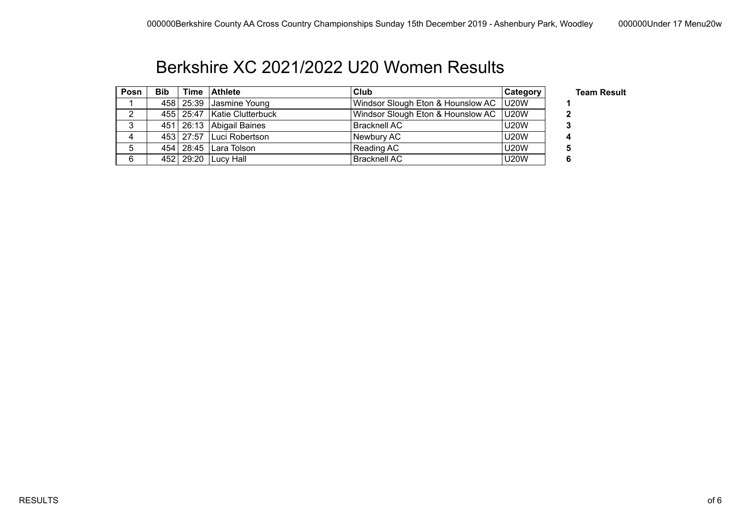# Berkshire XC 2021/2022 U20 Women Results

| Posn | Bib | Time | Athlete | Club | Category |
|---|---|---|---|---|---|
| 1 | 458 | 25:39 | Jasmine Young | Windsor Slough Eton & Hounslow AC | U20W |
| 2 | 455 | 25:47 | Katie Clutterbuck | Windsor Slough Eton & Hounslow AC | U20W |
| 3 | 451 | 26:13 | Abigail Baines | Bracknell AC | U20W |
| 4 | 453 | 27:57 | Luci Robertson | Newbury AC | U20W |
| 5 | 454 | 28:45 | Lara Tolson | Reading AC | U20W |
| 6 | 452 | 29:20 | Lucy Hall | Bracknell AC | U20W |

**Team Result**

**1**
**2**
**3**
**4**
**5**
**6**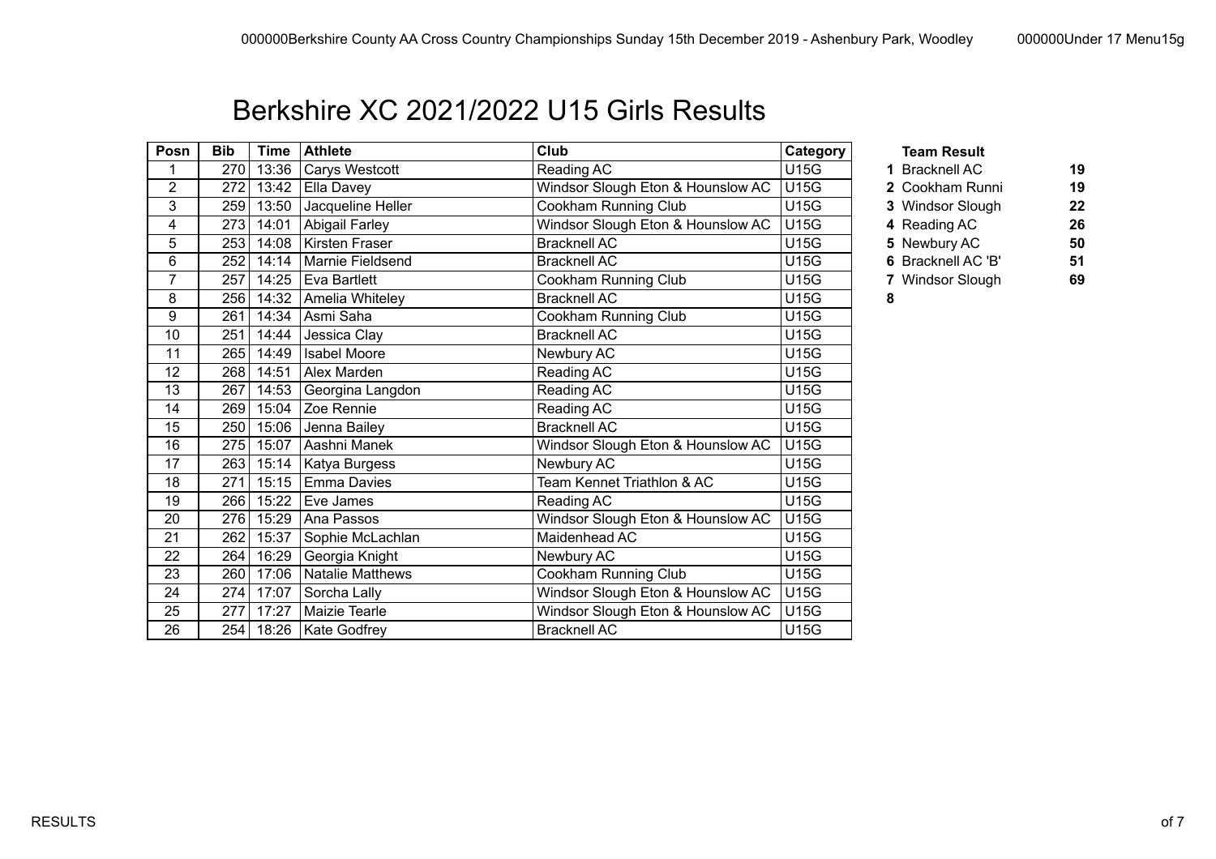# Berkshire XC 2021/2022 U15 Girls Results

| Posn | Bib | Time | Athlete | Club | Category |
|---|---|---|---|---|---|
| 1 | 270 | 13:36 | Carys Westcott | Reading AC | U15G |
| 2 | 272 | 13:42 | Ella Davey | Windsor Slough Eton & Hounslow AC | U15G |
| 3 | 259 | 13:50 | Jacqueline Heller | Cookham Running Club | U15G |
| 4 | 273 | 14:01 | Abigail Farley | Windsor Slough Eton & Hounslow AC | U15G |
| 5 | 253 | 14:08 | Kirsten Fraser | Bracknell AC | U15G |
| 6 | 252 | 14:14 | Marnie Fieldsend | Bracknell AC | U15G |
| 7 | 257 | 14:25 | Eva Bartlett | Cookham Running Club | U15G |
| 8 | 256 | 14:32 | Amelia Whiteley | Bracknell AC | U15G |
| 9 | 261 | 14:34 | Asmi Saha | Cookham Running Club | U15G |
| 10 | 251 | 14:44 | Jessica Clay | Bracknell AC | U15G |
| 11 | 265 | 14:49 | Isabel Moore | Newbury AC | U15G |
| 12 | 268 | 14:51 | Alex Marden | Reading AC | U15G |
| 13 | 267 | 14:53 | Georgina Langdon | Reading AC | U15G |
| 14 | 269 | 15:04 | Zoe Rennie | Reading AC | U15G |
| 15 | 250 | 15:06 | Jenna Bailey | Bracknell AC | U15G |
| 16 | 275 | 15:07 | Aashni Manek | Windsor Slough Eton & Hounslow AC | U15G |
| 17 | 263 | 15:14 | Katya Burgess | Newbury AC | U15G |
| 18 | 271 | 15:15 | Emma Davies | Team Kennet Triathlon & AC | U15G |
| 19 | 266 | 15:22 | Eve James | Reading AC | U15G |
| 20 | 276 | 15:29 | Ana Passos | Windsor Slough Eton & Hounslow AC | U15G |
| 21 | 262 | 15:37 | Sophie McLachlan | Maidenhead AC | U15G |
| 22 | 264 | 16:29 | Georgia Knight | Newbury AC | U15G |
| 23 | 260 | 17:06 | Natalie Matthews | Cookham Running Club | U15G |
| 24 | 274 | 17:07 | Sorcha Lally | Windsor Slough Eton & Hounslow AC | U15G |
| 25 | 277 | 17:27 | Maizie Tearle | Windsor Slough Eton & Hounslow AC | U15G |
| 26 | 254 | 18:26 | Kate Godfrey | Bracknell AC | U15G |

**Team Result**

| | Team | Points |
|---|---|---|
| **1** | Bracknell AC | **19** |
| **2** | Cookham Runni | **19** |
| **3** | Windsor Slough | **22** |
| **4** | Reading AC | **26** |
| **5** | Newbury AC | **50** |
| **6** | Bracknell AC 'B' | **51** |
| **7** | Windsor Slough | **69** |
| **8** | | |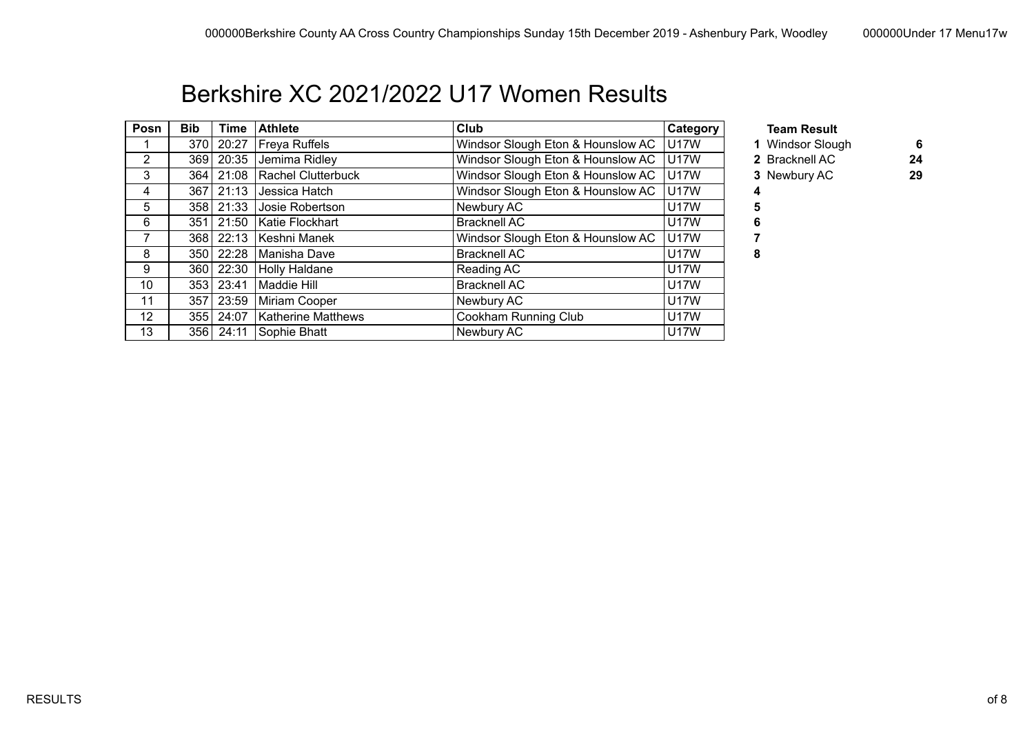# Berkshire XC 2021/2022 U17 Women Results

| Posn | Bib | Time | Athlete | Club | Category |
|---|---|---|---|---|---|
| 1 | 370 | 20:27 | Freya Ruffels | Windsor Slough Eton & Hounslow AC | U17W |
| 2 | 369 | 20:35 | Jemima Ridley | Windsor Slough Eton & Hounslow AC | U17W |
| 3 | 364 | 21:08 | Rachel Clutterbuck | Windsor Slough Eton & Hounslow AC | U17W |
| 4 | 367 | 21:13 | Jessica Hatch | Windsor Slough Eton & Hounslow AC | U17W |
| 5 | 358 | 21:33 | Josie Robertson | Newbury AC | U17W |
| 6 | 351 | 21:50 | Katie Flockhart | Bracknell AC | U17W |
| 7 | 368 | 22:13 | Keshni Manek | Windsor Slough Eton & Hounslow AC | U17W |
| 8 | 350 | 22:28 | Manisha Dave | Bracknell AC | U17W |
| 9 | 360 | 22:30 | Holly Haldane | Reading AC | U17W |
| 10 | 353 | 23:41 | Maddie Hill | Bracknell AC | U17W |
| 11 | 357 | 23:59 | Miriam Cooper | Newbury AC | U17W |
| 12 | 355 | 24:07 | Katherine Matthews | Cookham Running Club | U17W |
| 13 | 356 | 24:11 | Sophie Bhatt | Newbury AC | U17W |

**Team Result**

| | Team | Points |
|---|---|---|
| **1** | Windsor Slough | **6** |
| **2** | Bracknell AC | **24** |
| **3** | Newbury AC | **29** |
| **4** | | |
| **5** | | |
| **6** | | |
| **7** | | |
| **8** | | |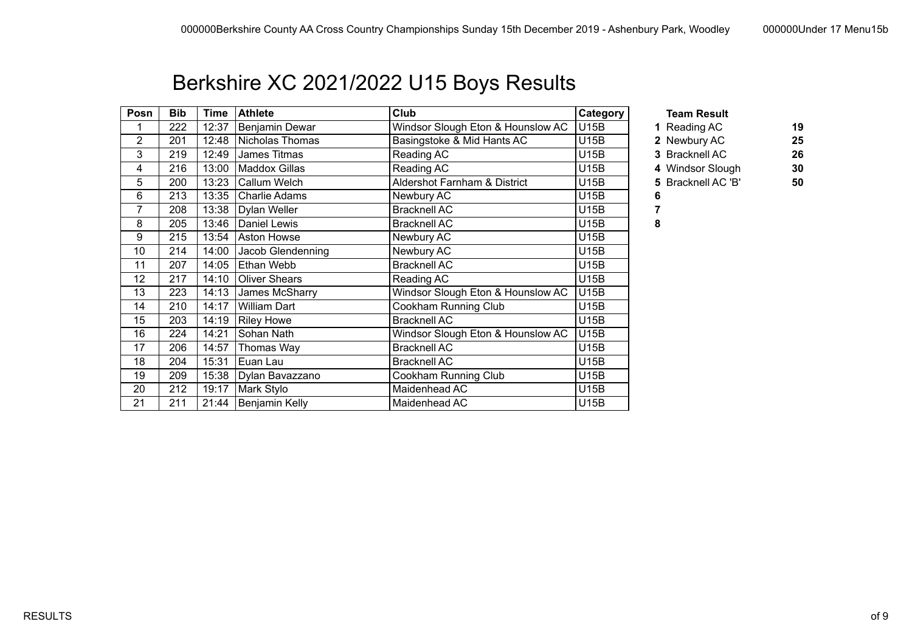# Berkshire XC 2021/2022 U15 Boys Results

| Posn | Bib | Time | Athlete | Club | Category |
|---|---|---|---|---|---|
| 1 | 222 | 12:37 | Benjamin Dewar | Windsor Slough Eton & Hounslow AC | U15B |
| 2 | 201 | 12:48 | Nicholas Thomas | Basingstoke & Mid Hants AC | U15B |
| 3 | 219 | 12:49 | James Titmas | Reading AC | U15B |
| 4 | 216 | 13:00 | Maddox Gillas | Reading AC | U15B |
| 5 | 200 | 13:23 | Callum Welch | Aldershot Farnham & District | U15B |
| 6 | 213 | 13:35 | Charlie Adams | Newbury AC | U15B |
| 7 | 208 | 13:38 | Dylan Weller | Bracknell AC | U15B |
| 8 | 205 | 13:46 | Daniel Lewis | Bracknell AC | U15B |
| 9 | 215 | 13:54 | Aston Howse | Newbury AC | U15B |
| 10 | 214 | 14:00 | Jacob Glendenning | Newbury AC | U15B |
| 11 | 207 | 14:05 | Ethan Webb | Bracknell AC | U15B |
| 12 | 217 | 14:10 | Oliver Shears | Reading AC | U15B |
| 13 | 223 | 14:13 | James McSharry | Windsor Slough Eton & Hounslow AC | U15B |
| 14 | 210 | 14:17 | William Dart | Cookham Running Club | U15B |
| 15 | 203 | 14:19 | Riley Howe | Bracknell AC | U15B |
| 16 | 224 | 14:21 | Sohan Nath | Windsor Slough Eton & Hounslow AC | U15B |
| 17 | 206 | 14:57 | Thomas Way | Bracknell AC | U15B |
| 18 | 204 | 15:31 | Euan Lau | Bracknell AC | U15B |
| 19 | 209 | 15:38 | Dylan Bavazzano | Cookham Running Club | U15B |
| 20 | 212 | 19:17 | Mark Stylo | Maidenhead AC | U15B |
| 21 | 211 | 21:44 | Benjamin Kelly | Maidenhead AC | U15B |

**Team Result**

| | Team | Points |
|---|---|---|
| **1** | Reading AC | **19** |
| **2** | Newbury AC | **25** |
| **3** | Bracknell AC | **26** |
| **4** | Windsor Slough | **30** |
| **5** | Bracknell AC 'B' | **50** |
| **6** | | |
| **7** | | |
| **8** | | |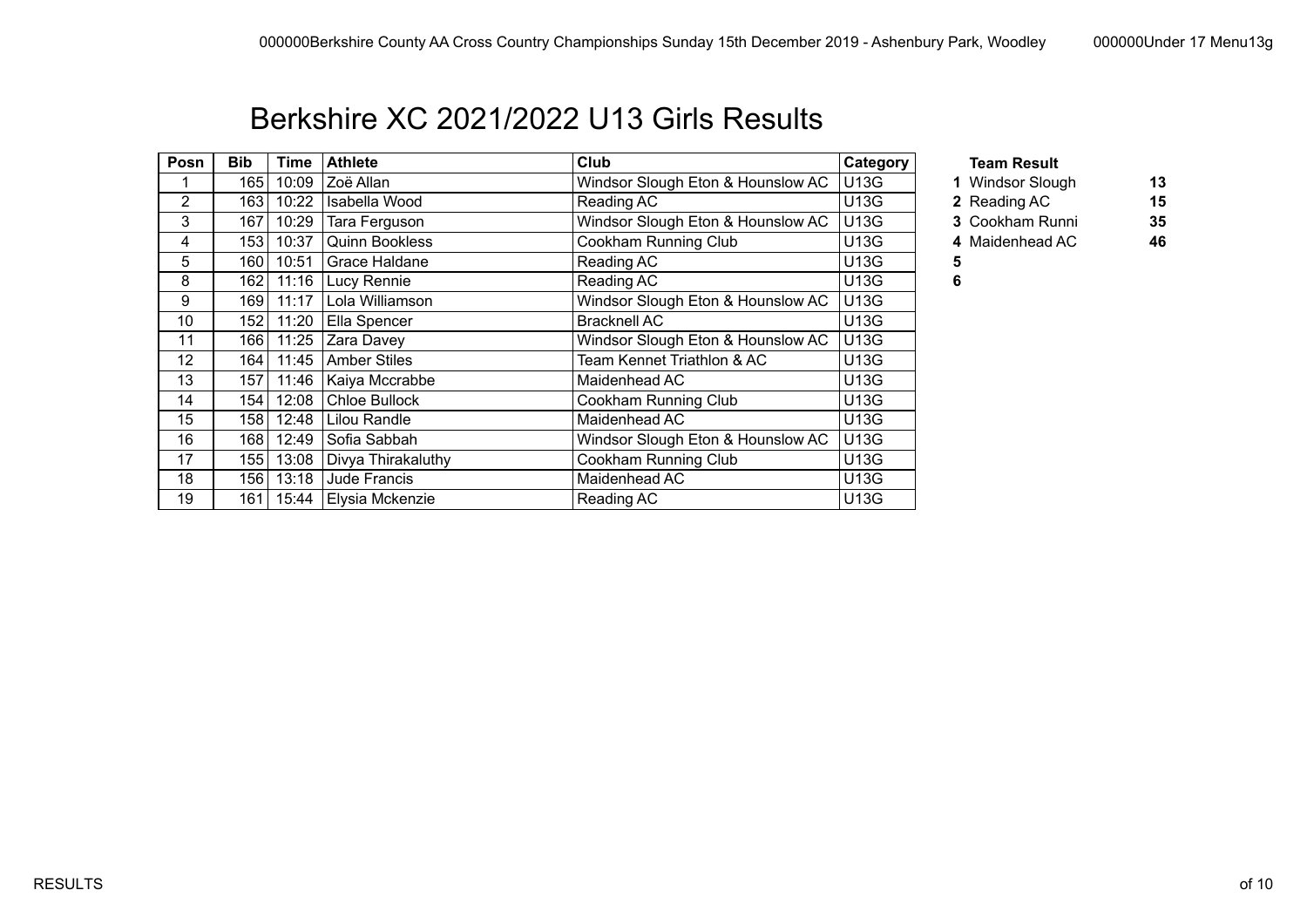# Berkshire XC 2021/2022 U13 Girls Results

| Posn | Bib | Time | Athlete | Club | Category |
|---|---|---|---|---|---|
| 1 | 165 | 10:09 | Zoë Allan | Windsor Slough Eton & Hounslow AC | U13G |
| 2 | 163 | 10:22 | Isabella Wood | Reading AC | U13G |
| 3 | 167 | 10:29 | Tara Ferguson | Windsor Slough Eton & Hounslow AC | U13G |
| 4 | 153 | 10:37 | Quinn Bookless | Cookham Running Club | U13G |
| 5 | 160 | 10:51 | Grace Haldane | Reading AC | U13G |
| 8 | 162 | 11:16 | Lucy Rennie | Reading AC | U13G |
| 9 | 169 | 11:17 | Lola Williamson | Windsor Slough Eton & Hounslow AC | U13G |
| 10 | 152 | 11:20 | Ella Spencer | Bracknell AC | U13G |
| 11 | 166 | 11:25 | Zara Davey | Windsor Slough Eton & Hounslow AC | U13G |
| 12 | 164 | 11:45 | Amber Stiles | Team Kennet Triathlon & AC | U13G |
| 13 | 157 | 11:46 | Kaiya Mccrabbe | Maidenhead AC | U13G |
| 14 | 154 | 12:08 | Chloe Bullock | Cookham Running Club | U13G |
| 15 | 158 | 12:48 | Lilou Randle | Maidenhead AC | U13G |
| 16 | 168 | 12:49 | Sofia Sabbah | Windsor Slough Eton & Hounslow AC | U13G |
| 17 | 155 | 13:08 | Divya Thirakaluthy | Cookham Running Club | U13G |
| 18 | 156 | 13:18 | Jude Francis | Maidenhead AC | U13G |
| 19 | 161 | 15:44 | Elysia Mckenzie | Reading AC | U13G |

**Team Result**

| | Team | Points |
|---|---|---|
| **1** | Windsor Slough | **13** |
| **2** | Reading AC | **15** |
| **3** | Cookham Runni | **35** |
| **4** | Maidenhead AC | **46** |
| **5** | | |
| **6** | | |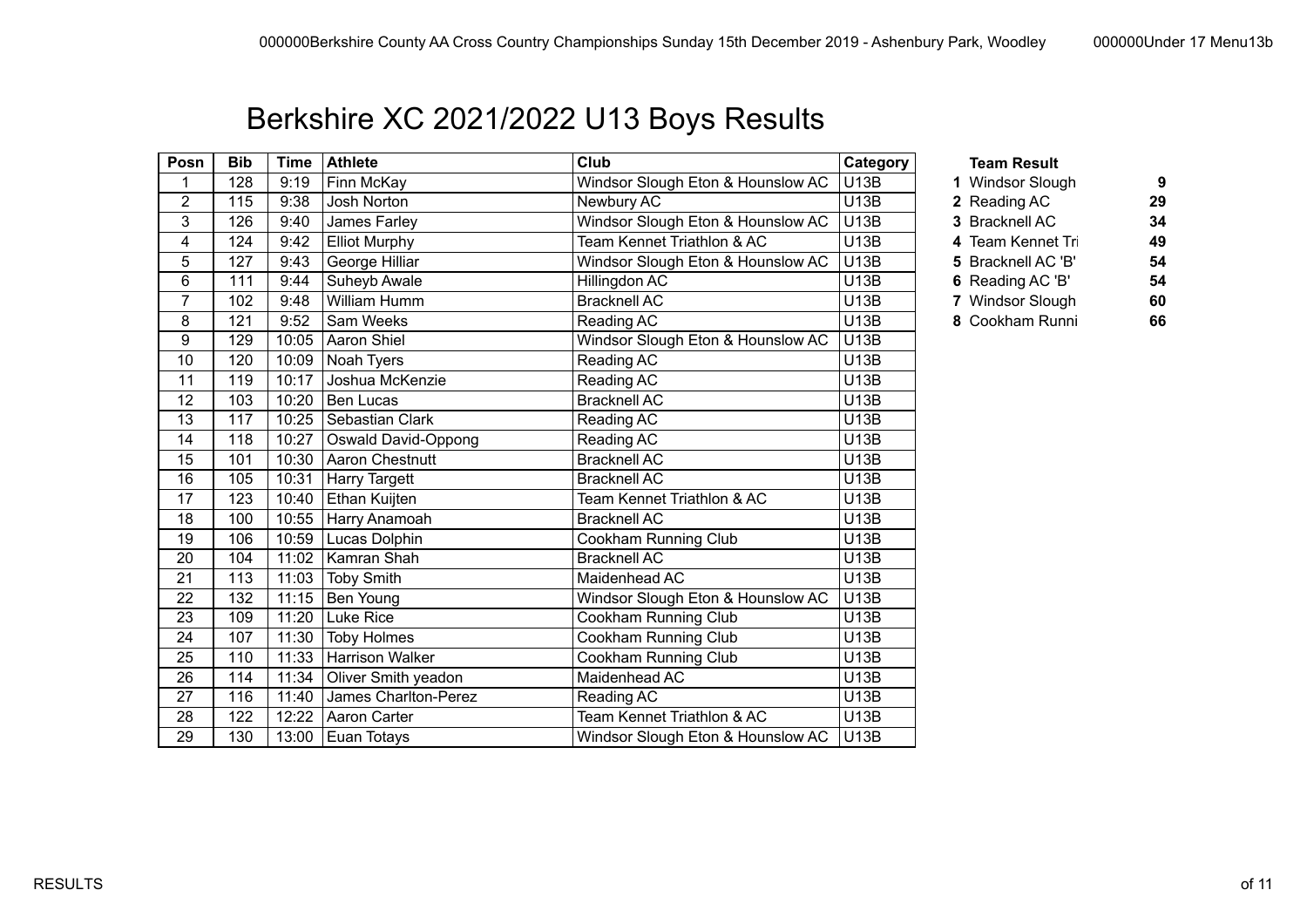# Berkshire XC 2021/2022 U13 Boys Results

| Posn | Bib | Time | Athlete | Club | Category |
|---|---|---|---|---|---|
| 1 | 128 | 9:19 | Finn McKay | Windsor Slough Eton & Hounslow AC | U13B |
| 2 | 115 | 9:38 | Josh Norton | Newbury AC | U13B |
| 3 | 126 | 9:40 | James Farley | Windsor Slough Eton & Hounslow AC | U13B |
| 4 | 124 | 9:42 | Elliot Murphy | Team Kennet Triathlon & AC | U13B |
| 5 | 127 | 9:43 | George Hilliar | Windsor Slough Eton & Hounslow AC | U13B |
| 6 | 111 | 9:44 | Suheyb Awale | Hillingdon AC | U13B |
| 7 | 102 | 9:48 | William Humm | Bracknell AC | U13B |
| 8 | 121 | 9:52 | Sam Weeks | Reading AC | U13B |
| 9 | 129 | 10:05 | Aaron Shiel | Windsor Slough Eton & Hounslow AC | U13B |
| 10 | 120 | 10:09 | Noah Tyers | Reading AC | U13B |
| 11 | 119 | 10:17 | Joshua McKenzie | Reading AC | U13B |
| 12 | 103 | 10:20 | Ben Lucas | Bracknell AC | U13B |
| 13 | 117 | 10:25 | Sebastian Clark | Reading AC | U13B |
| 14 | 118 | 10:27 | Oswald David-Oppong | Reading AC | U13B |
| 15 | 101 | 10:30 | Aaron Chestnutt | Bracknell AC | U13B |
| 16 | 105 | 10:31 | Harry Targett | Bracknell AC | U13B |
| 17 | 123 | 10:40 | Ethan Kuijten | Team Kennet Triathlon & AC | U13B |
| 18 | 100 | 10:55 | Harry Anamoah | Bracknell AC | U13B |
| 19 | 106 | 10:59 | Lucas Dolphin | Cookham Running Club | U13B |
| 20 | 104 | 11:02 | Kamran Shah | Bracknell AC | U13B |
| 21 | 113 | 11:03 | Toby Smith | Maidenhead AC | U13B |
| 22 | 132 | 11:15 | Ben Young | Windsor Slough Eton & Hounslow AC | U13B |
| 23 | 109 | 11:20 | Luke Rice | Cookham Running Club | U13B |
| 24 | 107 | 11:30 | Toby Holmes | Cookham Running Club | U13B |
| 25 | 110 | 11:33 | Harrison Walker | Cookham Running Club | U13B |
| 26 | 114 | 11:34 | Oliver Smith yeadon | Maidenhead AC | U13B |
| 27 | 116 | 11:40 | James Charlton-Perez | Reading AC | U13B |
| 28 | 122 | 12:22 | Aaron Carter | Team Kennet Triathlon & AC | U13B |
| 29 | 130 | 13:00 | Euan Totays | Windsor Slough Eton & Hounslow AC | U13B |

**Team Result**

| | Team | Points |
|---|---|---|
| **1** | Windsor Slough | **9** |
| **2** | Reading AC | **29** |
| **3** | Bracknell AC | **34** |
| **4** | Team Kennet Tri | **49** |
| **5** | Bracknell AC 'B' | **54** |
| **6** | Reading AC 'B' | **54** |
| **7** | Windsor Slough | **60** |
| **8** | Cookham Runni | **66** |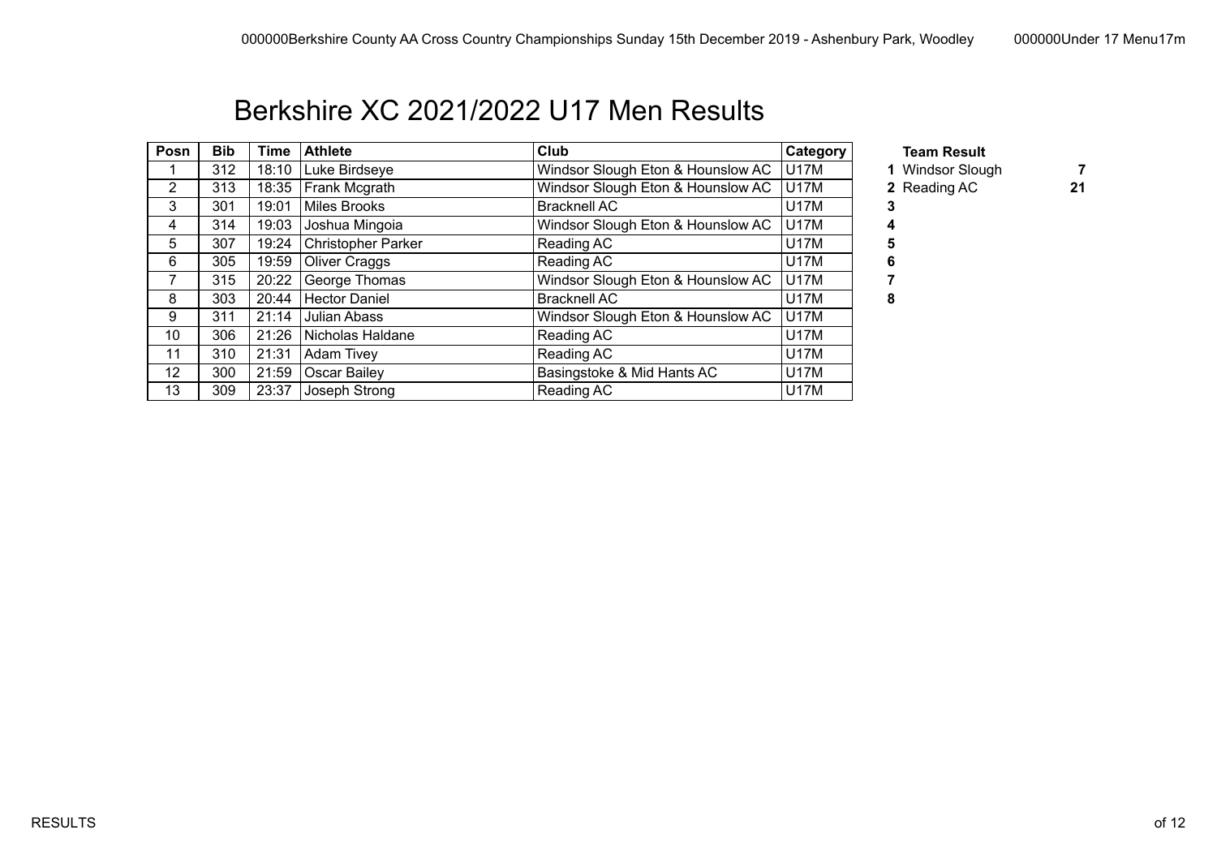# Berkshire XC 2021/2022 U17 Men Results

| Posn | Bib | Time | Athlete | Club | Category |
|---|---|---|---|---|---|
| 1 | 312 | 18:10 | Luke Birdseye | Windsor Slough Eton & Hounslow AC | U17M |
| 2 | 313 | 18:35 | Frank Mcgrath | Windsor Slough Eton & Hounslow AC | U17M |
| 3 | 301 | 19:01 | Miles Brooks | Bracknell AC | U17M |
| 4 | 314 | 19:03 | Joshua Mingoia | Windsor Slough Eton & Hounslow AC | U17M |
| 5 | 307 | 19:24 | Christopher Parker | Reading AC | U17M |
| 6 | 305 | 19:59 | Oliver Craggs | Reading AC | U17M |
| 7 | 315 | 20:22 | George Thomas | Windsor Slough Eton & Hounslow AC | U17M |
| 8 | 303 | 20:44 | Hector Daniel | Bracknell AC | U17M |
| 9 | 311 | 21:14 | Julian Abass | Windsor Slough Eton & Hounslow AC | U17M |
| 10 | 306 | 21:26 | Nicholas Haldane | Reading AC | U17M |
| 11 | 310 | 21:31 | Adam Tivey | Reading AC | U17M |
| 12 | 300 | 21:59 | Oscar Bailey | Basingstoke & Mid Hants AC | U17M |
| 13 | 309 | 23:37 | Joseph Strong | Reading AC | U17M |

**Team Result**

| | Team | Points |
|---|---|---|
| **1** | Windsor Slough | **7** |
| **2** | Reading AC | **21** |
| **3** | | |
| **4** | | |
| **5** | | |
| **6** | | |
| **7** | | |
| **8** | | |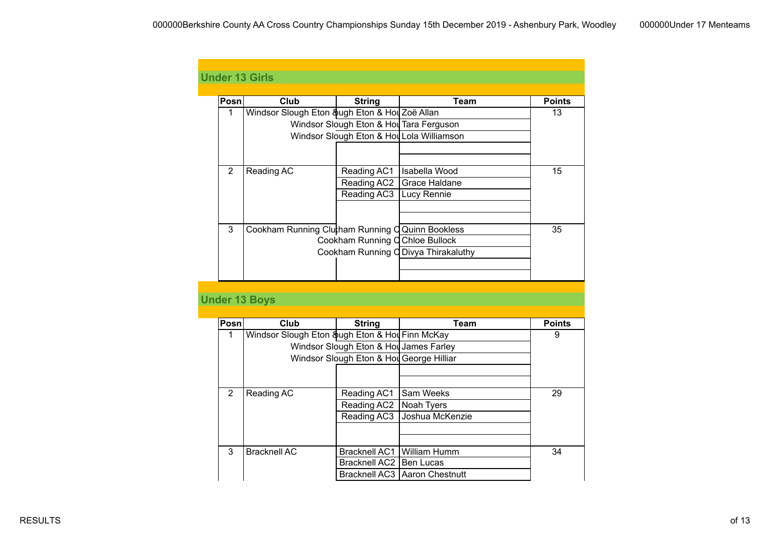## Under 13 Girls

| Posn | Club | String | Team | Points |
|---|---|---|---|---|
| 1 | Windsor Slough Eton & | ugh Eton & Hou | Zoë Allan | 13 |
| | | Windsor Slough Eton & Hou | Tara Ferguson | |
| | | Windsor Slough Eton & Hou | Lola Williamson | |
| | | | | |
| | | | | |
| 2 | Reading AC | Reading AC1 | Isabella Wood | 15 |
| | | Reading AC2 | Grace Haldane | |
| | | Reading AC3 | Lucy Rennie | |
| | | | | |
| | | | | |
| 3 | Cookham Running Clu | ham Running C | Quinn Bookless | 35 |
| | | Cookham Running C | Chloe Bullock | |
| | | Cookham Running C | Divya Thirakaluthy | |
| | | | | |
| | | | | |

## Under 13 Boys

| Posn | Club | String | Team | Points |
|---|---|---|---|---|
| 1 | Windsor Slough Eton & | ugh Eton & Hou | Finn McKay | 9 |
| | | Windsor Slough Eton & Hou | James Farley | |
| | | Windsor Slough Eton & Hou | George Hilliar | |
| | | | | |
| | | | | |
| 2 | Reading AC | Reading AC1 | Sam Weeks | 29 |
| | | Reading AC2 | Noah Tyers | |
| | | Reading AC3 | Joshua McKenzie | |
| | | | | |
| | | | | |
| 3 | Bracknell AC | Bracknell AC1 | William Humm | 34 |
| | | Bracknell AC2 | Ben Lucas | |
| | | Bracknell AC3 | Aaron Chestnutt | |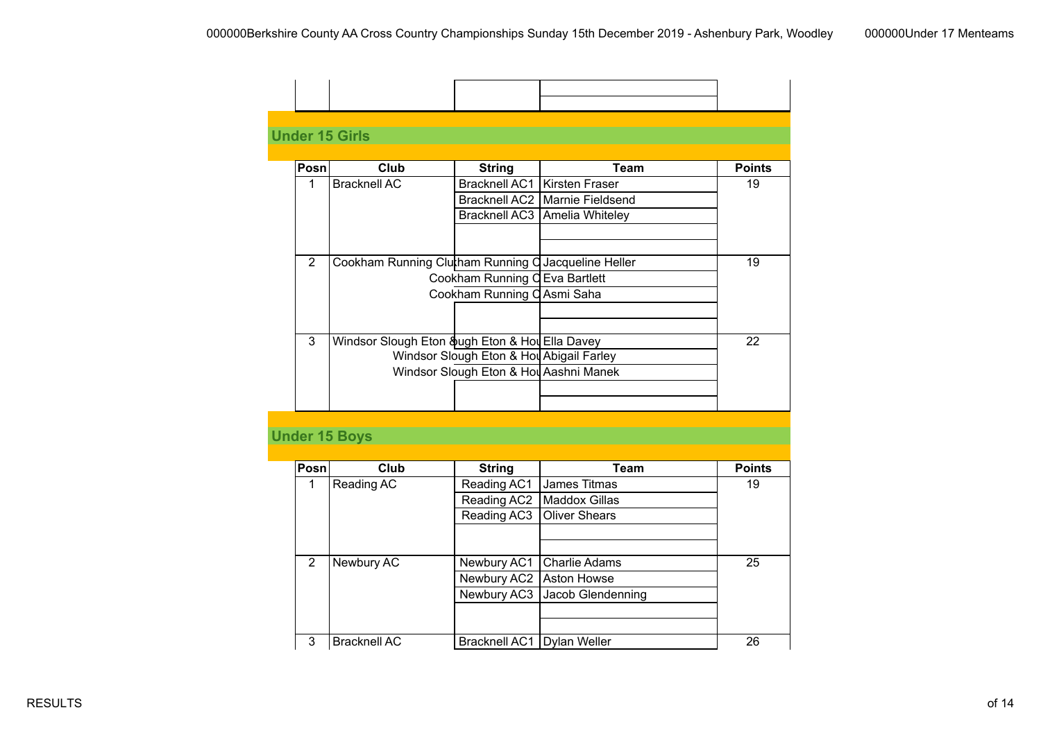| | | | | |
|---|---|---|---|---|
| | | | | |

## Under 15 Girls

| Posn | Club | String | Team | Points |
|---|---|---|---|---|
| 1 | Bracknell AC | Bracknell AC1 | Kirsten Fraser | 19 |
| | | Bracknell AC2 | Marnie Fieldsend | |
| | | Bracknell AC3 | Amelia Whiteley | |
| | | | | |
| | | | | |
| 2 | Cookham Running Clu | ham Running C | Jacqueline Heller | 19 |
| | | Cookham Running C | Eva Bartlett | |
| | | Cookham Running C | Asmi Saha | |
| | | | | |
| | | | | |
| 3 | Windsor Slough Eton & | ugh Eton & Hou | Ella Davey | 22 |
| | | Windsor Slough Eton & Hou | Abigail Farley | |
| | | Windsor Slough Eton & Hou | Aashni Manek | |
| | | | | |
| | | | | |

## Under 15 Boys

| Posn | Club | String | Team | Points |
|---|---|---|---|---|
| 1 | Reading AC | Reading AC1 | James Titmas | 19 |
| | | Reading AC2 | Maddox Gillas | |
| | | Reading AC3 | Oliver Shears | |
| | | | | |
| | | | | |
| 2 | Newbury AC | Newbury AC1 | Charlie Adams | 25 |
| | | Newbury AC2 | Aston Howse | |
| | | Newbury AC3 | Jacob Glendenning | |
| | | | | |
| | | | | |
| 3 | Bracknell AC | Bracknell AC1 | Dylan Weller | 26 |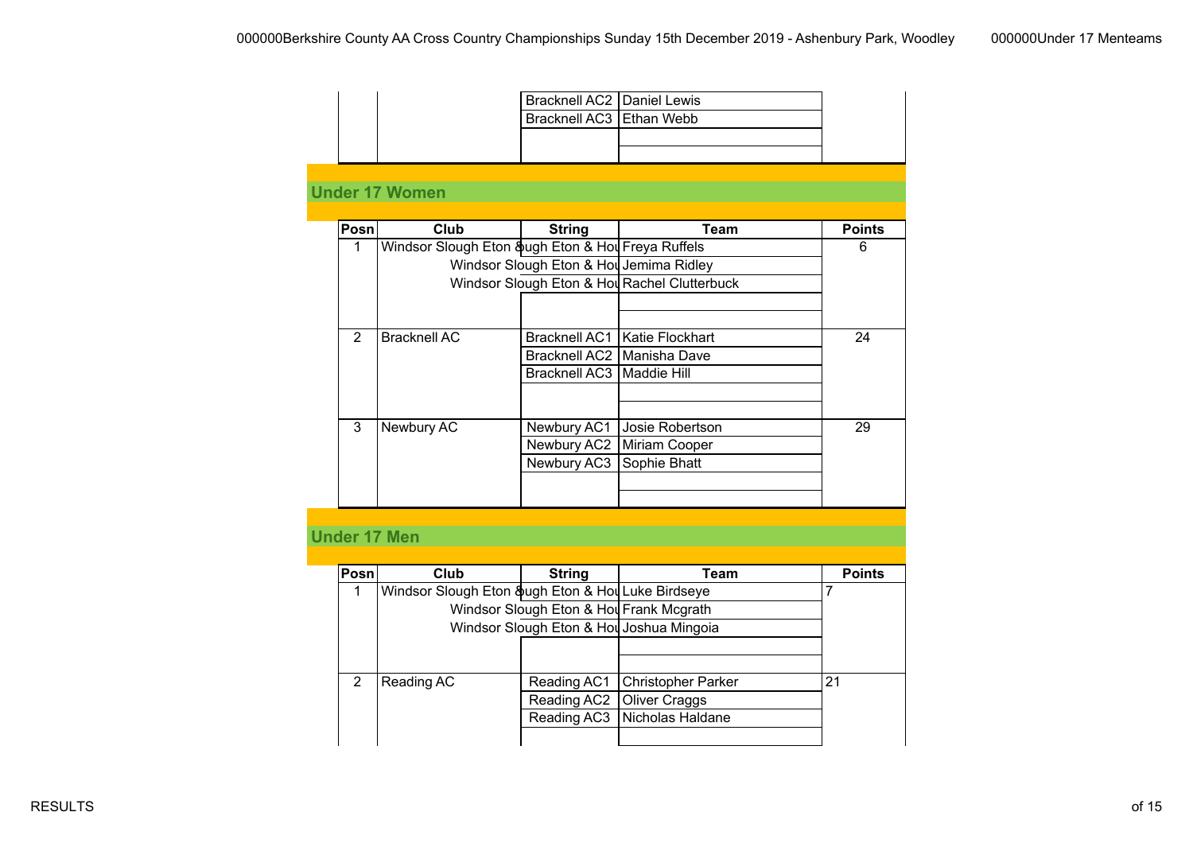| | | String | Team | |
|---|---|---|---|---|
| | | Bracknell AC2 | Daniel Lewis | |
| | | Bracknell AC3 | Ethan Webb | |
| | | | | |
| | | | | |

## Under 17 Women

| Posn | Club | String | Team | Points |
|---|---|---|---|---|
| 1 | Windsor Slough Eton & | ugh Eton & Hou | Freya Ruffels | 6 |
| | | Windsor Slough Eton & Hou | Jemima Ridley | |
| | | Windsor Slough Eton & Hou | Rachel Clutterbuck | |
| | | | | |
| | | | | |
| 2 | Bracknell AC | Bracknell AC1 | Katie Flockhart | 24 |
| | | Bracknell AC2 | Manisha Dave | |
| | | Bracknell AC3 | Maddie Hill | |
| | | | | |
| | | | | |
| 3 | Newbury AC | Newbury AC1 | Josie Robertson | 29 |
| | | Newbury AC2 | Miriam Cooper | |
| | | Newbury AC3 | Sophie Bhatt | |
| | | | | |
| | | | | |

## Under 17 Men

| Posn | Club | String | Team | Points |
|---|---|---|---|---|
| 1 | Windsor Slough Eton & | ugh Eton & Hou | Luke Birdseye | 7 |
| | | Windsor Slough Eton & Hou | Frank Mcgrath | |
| | | Windsor Slough Eton & Hou | Joshua Mingoia | |
| | | | | |
| | | | | |
| 2 | Reading AC | Reading AC1 | Christopher Parker | 21 |
| | | Reading AC2 | Oliver Craggs | |
| | | Reading AC3 | Nicholas Haldane | |
| | | | | |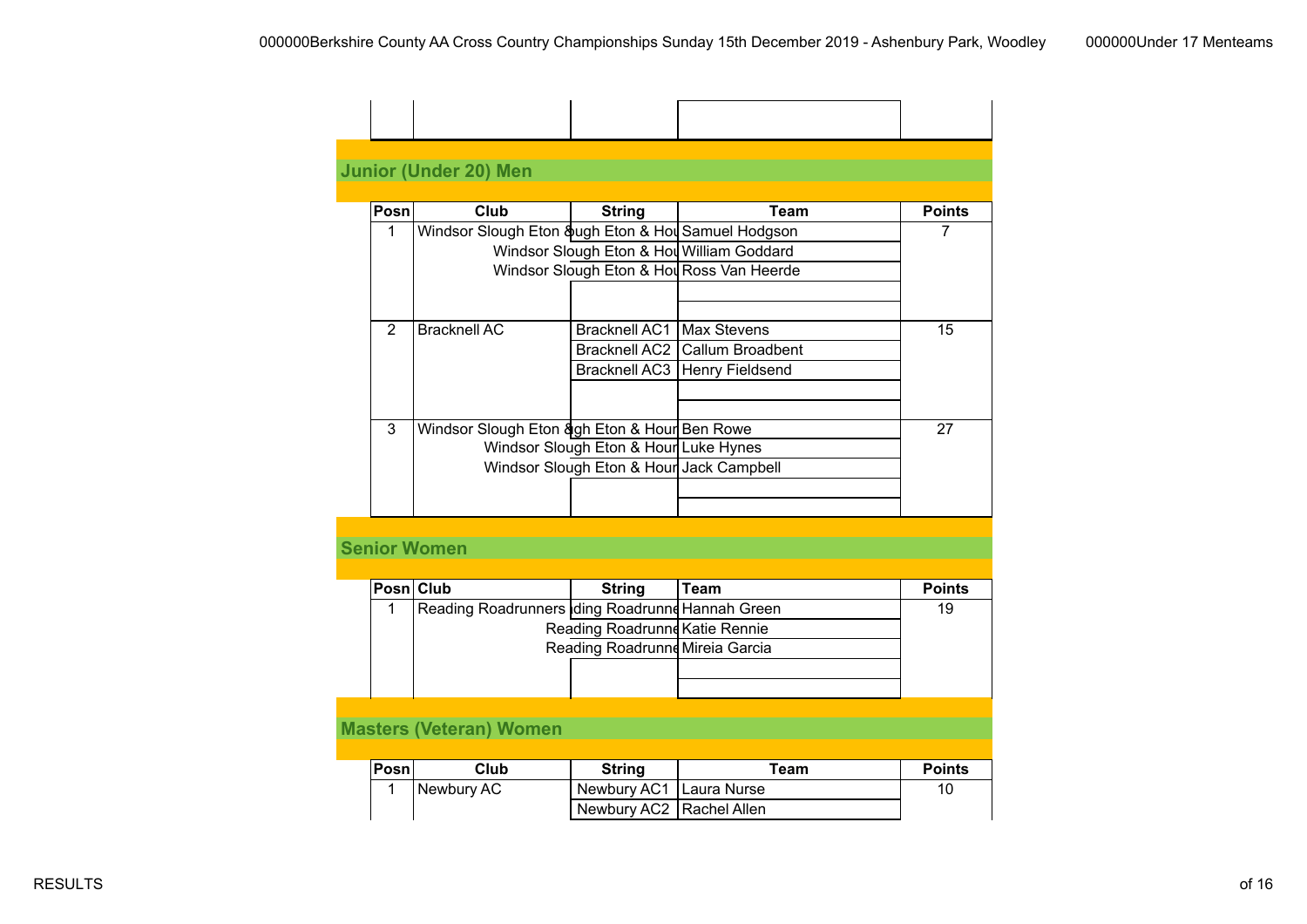## Junior (Under 20) Men

| Posn | Club | String | Team | Points |
|---|---|---|---|---|
| 1 | Windsor Slough Eton & | ugh Eton & Hou | Samuel Hodgson | 7 |
| | | Windsor Slough Eton & Hou | William Goddard | |
| | | Windsor Slough Eton & Hou | Ross Van Heerde | |
| 2 | Bracknell AC | Bracknell AC1 | Max Stevens | 15 |
| | | Bracknell AC2 | Callum Broadbent | |
| | | Bracknell AC3 | Henry Fieldsend | |
| 3 | Windsor Slough Eton & | gh Eton & Hour | Ben Rowe | 27 |
| | | Windsor Slough Eton & Hour | Luke Hynes | |
| | | Windsor Slough Eton & Hour | Jack Campbell | |

## Senior Women

| Posn | Club | String | Team | Points |
|---|---|---|---|---|
| 1 | Reading Roadrunners | ding Roadrunne | Hannah Green | 19 |
| | | Reading Roadrunne | Katie Rennie | |
| | | Reading Roadrunne | Mireia Garcia | |

## Masters (Veteran) Women

| Posn | Club | String | Team | Points |
|---|---|---|---|---|
| 1 | Newbury AC | Newbury AC1 | Laura Nurse | 10 |
| | | Newbury AC2 | Rachel Allen | |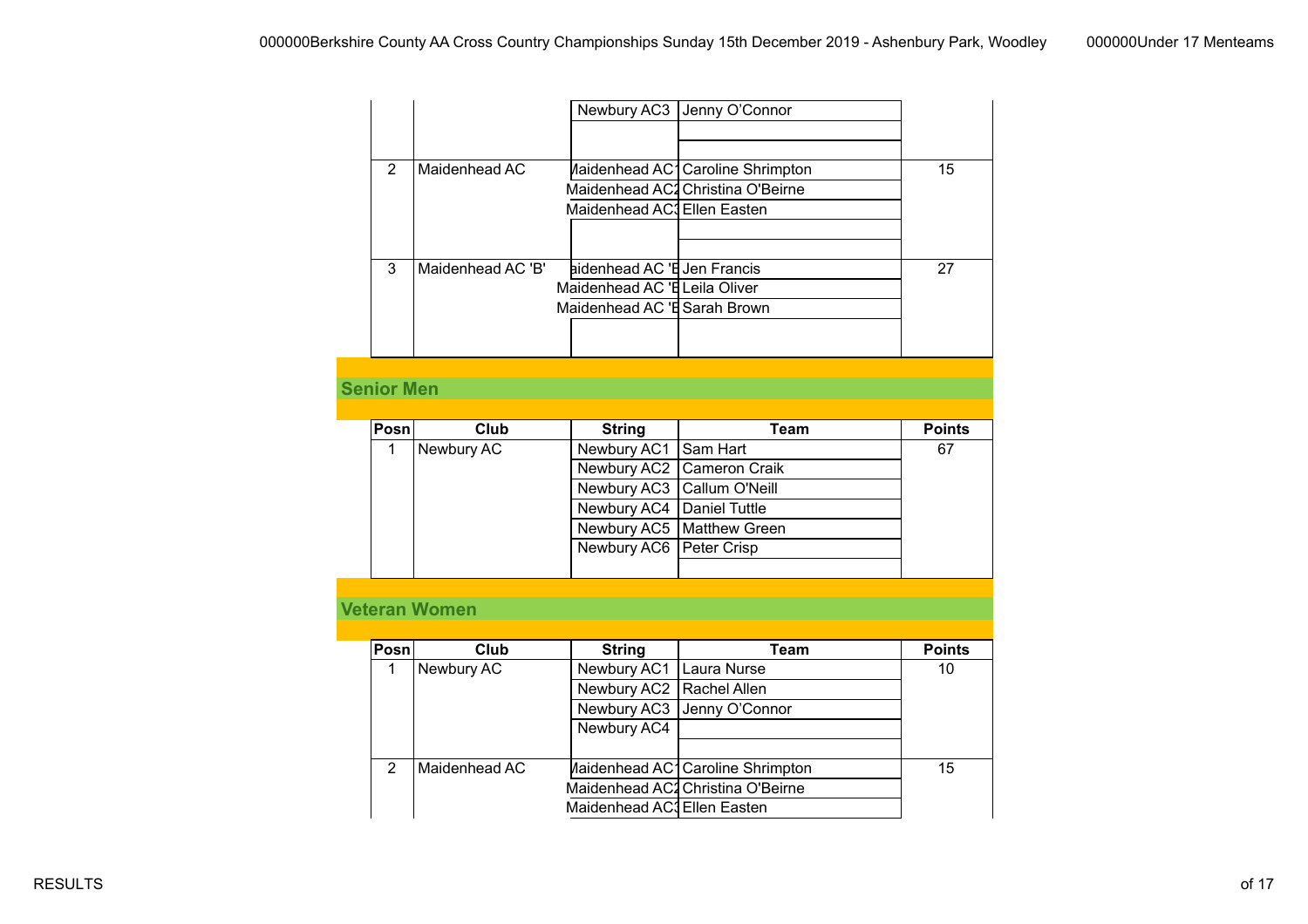| Posn | Club | String | Team | Points |
|---|---|---|---|---|
| | | Newbury AC3 | Jenny O'Connor | |
| | | | | |
| | | | | |
| 2 | Maidenhead AC | Maidenhead AC1 | Caroline Shrimpton | 15 |
| | | Maidenhead AC2 | Christina O'Beirne | |
| | | Maidenhead AC3 | Ellen Easten | |
| | | | | |
| | | | | |
| 3 | Maidenhead AC 'B' | Maidenhead AC 'B | Jen Francis | 27 |
| | | Maidenhead AC 'B | Leila Oliver | |
| | | Maidenhead AC 'B | Sarah Brown | |
| | | | | |

## Senior Men

| Posn | Club | String | Team | Points |
|---|---|---|---|---|
| 1 | Newbury AC | Newbury AC1 | Sam Hart | 67 |
| | | Newbury AC2 | Cameron Craik | |
| | | Newbury AC3 | Callum O'Neill | |
| | | Newbury AC4 | Daniel Tuttle | |
| | | Newbury AC5 | Matthew Green | |
| | | Newbury AC6 | Peter Crisp | |
| | | | | |

## Veteran Women

| Posn | Club | String | Team | Points |
|---|---|---|---|---|
| 1 | Newbury AC | Newbury AC1 | Laura Nurse | 10 |
| | | Newbury AC2 | Rachel Allen | |
| | | Newbury AC3 | Jenny O'Connor | |
| | | Newbury AC4 | | |
| | | | | |
| 2 | Maidenhead AC | Maidenhead AC1 | Caroline Shrimpton | 15 |
| | | Maidenhead AC2 | Christina O'Beirne | |
| | | Maidenhead AC3 | Ellen Easten | |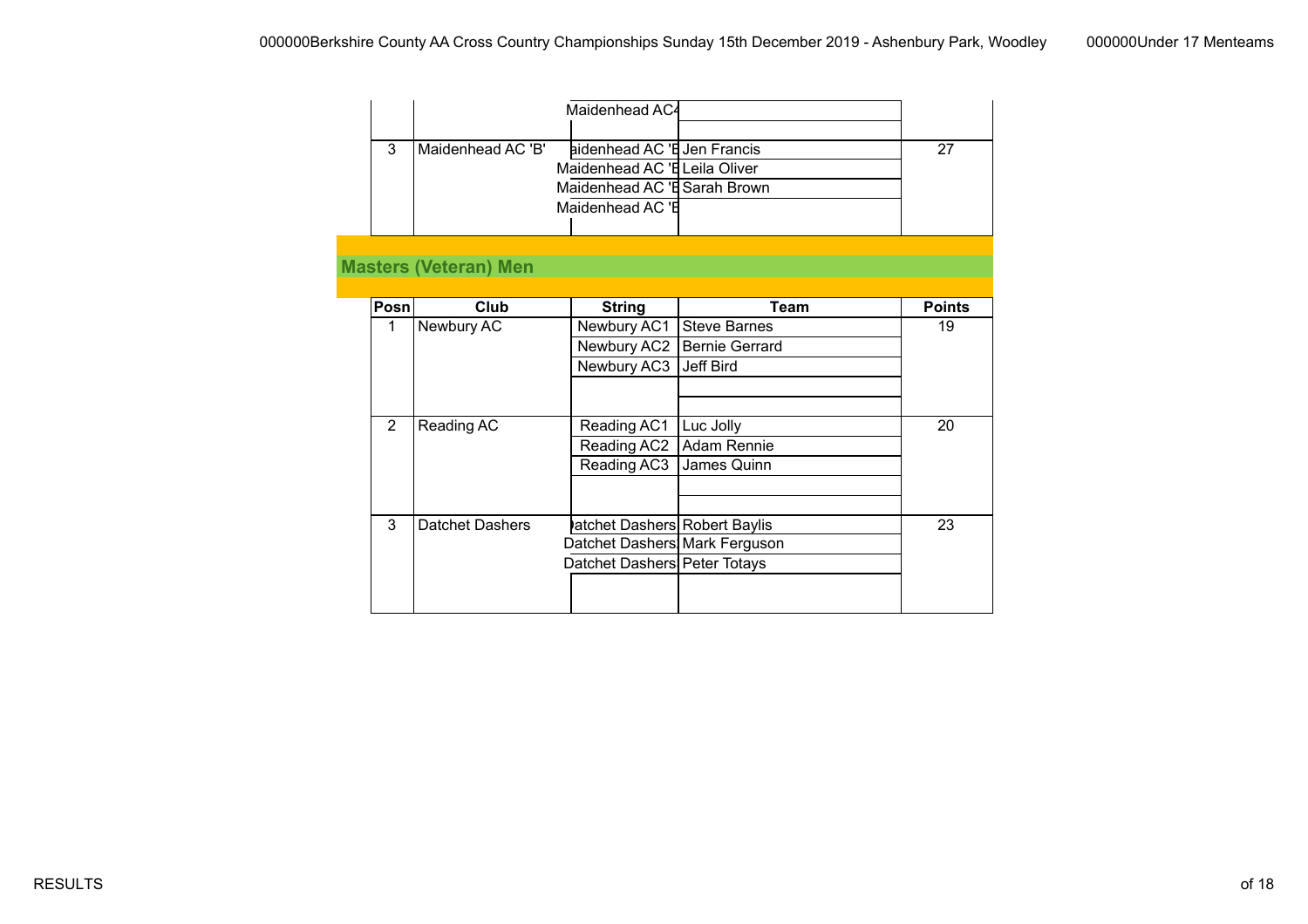| | | | | |
|---|---|---|---|---|
| | | Maidenhead AC4 | | |
| | | | | |
| 3 | Maidenhead AC 'B' | aidenhead AC 'E | Jen Francis | 27 |
| | | Maidenhead AC 'E | Leila Oliver | |
| | | Maidenhead AC 'E | Sarah Brown | |
| | | Maidenhead AC 'E | | |

## Masters (Veteran) Men

| Posn | Club | String | Team | Points |
|---|---|---|---|---|
| 1 | Newbury AC | Newbury AC1 | Steve Barnes | 19 |
| | | Newbury AC2 | Bernie Gerrard | |
| | | Newbury AC3 | Jeff Bird | |
| | | | | |
| | | | | |
| 2 | Reading AC | Reading AC1 | Luc Jolly | 20 |
| | | Reading AC2 | Adam Rennie | |
| | | Reading AC3 | James Quinn | |
| | | | | |
| | | | | |
| 3 | Datchet Dashers | atchet Dashers | Robert Baylis | 23 |
| | | Datchet Dashers | Mark Ferguson | |
| | | Datchet Dashers | Peter Totays | |
| | | | | |